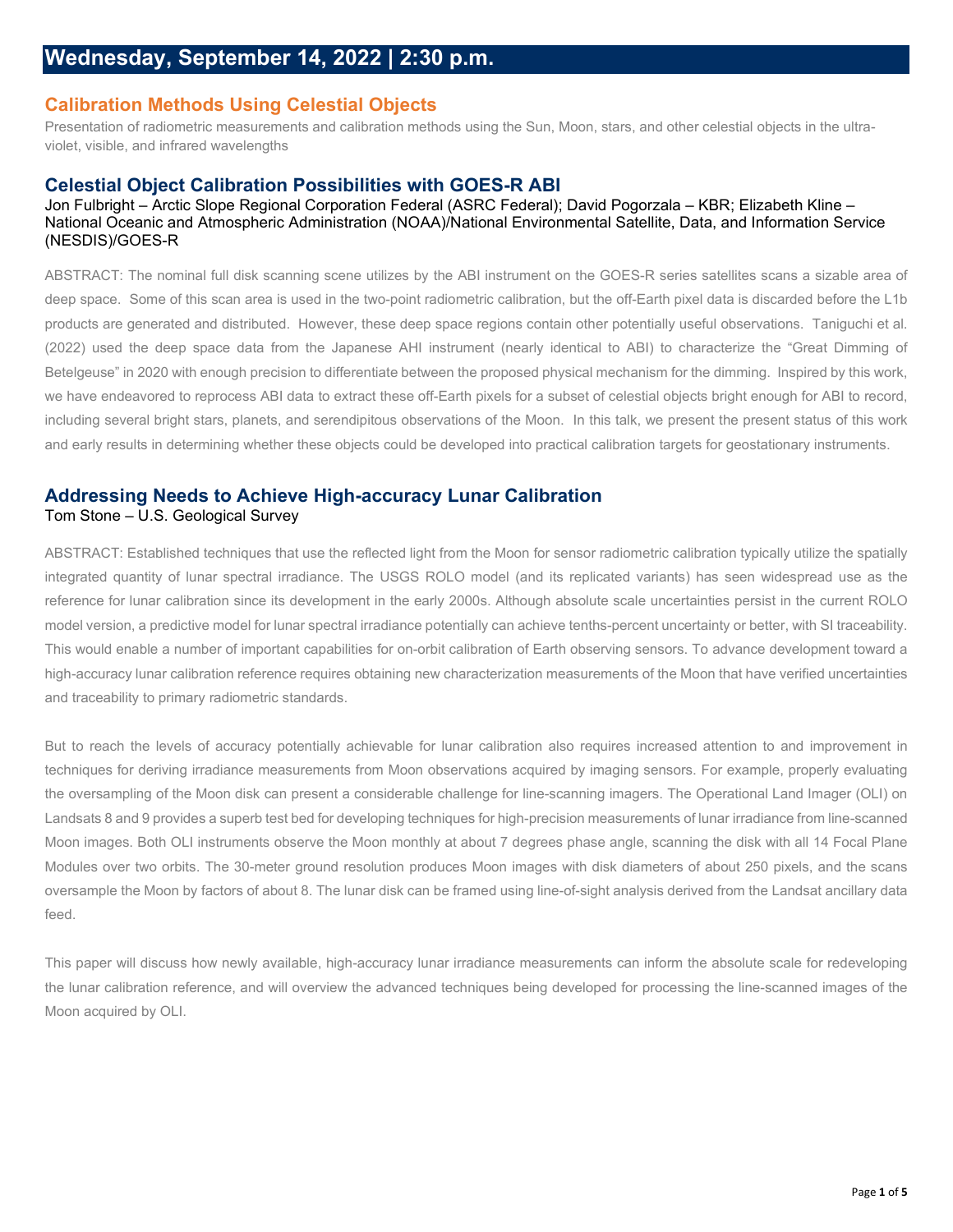# Wednesday, September 14, 2022 | 2:30 p.m.

## Calibration Methods Using Celestial Objects

Presentation of radiometric measurements and calibration methods using the Sun, Moon, stars, and other celestial objects in the ultra-violet, visible, and infrared wavelengths

### Celestial Object Calibration Possibilities with GOES-R ABI

Jon Fulbright – Arctic Slope Regional Corporation Federal (ASRC Federal); David Pogorzala – KBR; Elizabeth Kline – National Oceanic and Atmospheric Administration (NOAA)/National Environmental Satellite, Data, and Information Service (NESDIS)/GOES-R

ABSTRACT: The nominal full disk scanning scene utilizes by the ABI instrument on the GOES-R series satellites scans a sizable area of deep space. Some of this scan area is used in the two-point radiometric calibration, but the off-Earth pixel data is discarded before the L1b products are generated and distributed. However, these deep space regions contain other potentially useful observations. Taniguchi et al. (2022) used the deep space data from the Japanese AHI instrument (nearly identical to ABI) to characterize the "Great Dimming of Betelgeuse" in 2020 with enough precision to differentiate between the proposed physical mechanism for the dimming. Inspired by this work, we have endeavored to reprocess ABI data to extract these off-Earth pixels for a subset of celestial objects bright enough for ABI to record, including several bright stars, planets, and serendipitous observations of the Moon. In this talk, we present the present status of this work and early results in determining whether these objects could be developed into practical calibration targets for geostationary instruments.

### Addressing Needs to Achieve High-accuracy Lunar Calibration

Tom Stone – U.S. Geological Survey

ABSTRACT: Established techniques that use the reflected light from the Moon for sensor radiometric calibration typically utilize the spatially integrated quantity of lunar spectral irradiance. The USGS ROLO model (and its replicated variants) has seen widespread use as the reference for lunar calibration since its development in the early 2000s. Although absolute scale uncertainties persist in the current ROLO model version, a predictive model for lunar spectral irradiance potentially can achieve tenths-percent uncertainty or better, with SI traceability. This would enable a number of important capabilities for on-orbit calibration of Earth observing sensors. To advance development toward a high-accuracy lunar calibration reference requires obtaining new characterization measurements of the Moon that have verified uncertainties and traceability to primary radiometric standards.

But to reach the levels of accuracy potentially achievable for lunar calibration also requires increased attention to and improvement in techniques for deriving irradiance measurements from Moon observations acquired by imaging sensors. For example, properly evaluating the oversampling of the Moon disk can present a considerable challenge for line-scanning imagers. The Operational Land Imager (OLI) on Landsats 8 and 9 provides a superb test bed for developing techniques for high-precision measurements of lunar irradiance from line-scanned Moon images. Both OLI instruments observe the Moon monthly at about 7 degrees phase angle, scanning the disk with all 14 Focal Plane Modules over two orbits. The 30-meter ground resolution produces Moon images with disk diameters of about 250 pixels, and the scans oversample the Moon by factors of about 8. The lunar disk can be framed using line-of-sight analysis derived from the Landsat ancillary data feed.

This paper will discuss how newly available, high-accuracy lunar irradiance measurements can inform the absolute scale for redeveloping the lunar calibration reference, and will overview the advanced techniques being developed for processing the line-scanned images of the Moon acquired by OLI.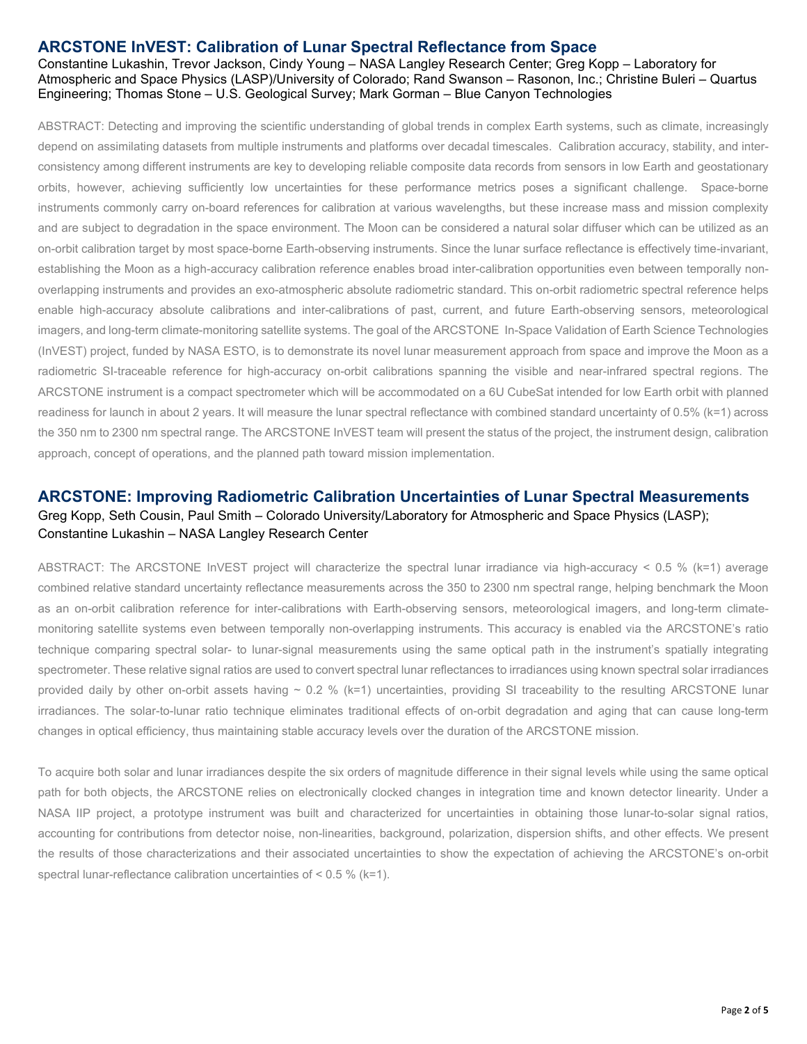## ARCSTONE InVEST: Calibration of Lunar Spectral Reflectance from Space

Constantine Lukashin, Trevor Jackson, Cindy Young – NASA Langley Research Center; Greg Kopp – Laboratory for Atmospheric and Space Physics (LASP)/University of Colorado; Rand Swanson – Rasonon, Inc.; Christine Buleri – Quartus Engineering; Thomas Stone – U.S. Geological Survey; Mark Gorman – Blue Canyon Technologies

ABSTRACT: Detecting and improving the scientific understanding of global trends in complex Earth systems, such as climate, increasingly depend on assimilating datasets from multiple instruments and platforms over decadal timescales. Calibration accuracy, stability, and inter-consistency among different instruments are key to developing reliable composite data records from sensors in low Earth and geostationary orbits, however, achieving sufficiently low uncertainties for these performance metrics poses a significant challenge. Space-borne instruments commonly carry on-board references for calibration at various wavelengths, but these increase mass and mission complexity and are subject to degradation in the space environment. The Moon can be considered a natural solar diffuser which can be utilized as an on-orbit calibration target by most space-borne Earth-observing instruments. Since the lunar surface reflectance is effectively time-invariant, establishing the Moon as a high-accuracy calibration reference enables broad inter-calibration opportunities even between temporally non-overlapping instruments and provides an exo-atmospheric absolute radiometric standard. This on-orbit radiometric spectral reference helps enable high-accuracy absolute calibrations and inter-calibrations of past, current, and future Earth-observing sensors, meteorological imagers, and long-term climate-monitoring satellite systems. The goal of the ARCSTONE In-Space Validation of Earth Science Technologies (InVEST) project, funded by NASA ESTO, is to demonstrate its novel lunar measurement approach from space and improve the Moon as a radiometric SI-traceable reference for high-accuracy on-orbit calibrations spanning the visible and near-infrared spectral regions. The ARCSTONE instrument is a compact spectrometer which will be accommodated on a 6U CubeSat intended for low Earth orbit with planned readiness for launch in about 2 years. It will measure the lunar spectral reflectance with combined standard uncertainty of 0.5% (k=1) across the 350 nm to 2300 nm spectral range. The ARCSTONE InVEST team will present the status of the project, the instrument design, calibration approach, concept of operations, and the planned path toward mission implementation.

## ARCSTONE: Improving Radiometric Calibration Uncertainties of Lunar Spectral Measurements

Greg Kopp, Seth Cousin, Paul Smith – Colorado University/Laboratory for Atmospheric and Space Physics (LASP); Constantine Lukashin – NASA Langley Research Center

ABSTRACT: The ARCSTONE InVEST project will characterize the spectral lunar irradiance via high-accuracy < 0.5 % (k=1) average combined relative standard uncertainty reflectance measurements across the 350 to 2300 nm spectral range, helping benchmark the Moon as an on-orbit calibration reference for inter-calibrations with Earth-observing sensors, meteorological imagers, and long-term climate-monitoring satellite systems even between temporally non-overlapping instruments. This accuracy is enabled via the ARCSTONE's ratio technique comparing spectral solar- to lunar-signal measurements using the same optical path in the instrument's spatially integrating spectrometer. These relative signal ratios are used to convert spectral lunar reflectances to irradiances using known spectral solar irradiances provided daily by other on-orbit assets having ~ 0.2 % (k=1) uncertainties, providing SI traceability to the resulting ARCSTONE lunar irradiances. The solar-to-lunar ratio technique eliminates traditional effects of on-orbit degradation and aging that can cause long-term changes in optical efficiency, thus maintaining stable accuracy levels over the duration of the ARCSTONE mission.

To acquire both solar and lunar irradiances despite the six orders of magnitude difference in their signal levels while using the same optical path for both objects, the ARCSTONE relies on electronically clocked changes in integration time and known detector linearity. Under a NASA IIP project, a prototype instrument was built and characterized for uncertainties in obtaining those lunar-to-solar signal ratios, accounting for contributions from detector noise, non-linearities, background, polarization, dispersion shifts, and other effects. We present the results of those characterizations and their associated uncertainties to show the expectation of achieving the ARCSTONE's on-orbit spectral lunar-reflectance calibration uncertainties of < 0.5 % (k=1).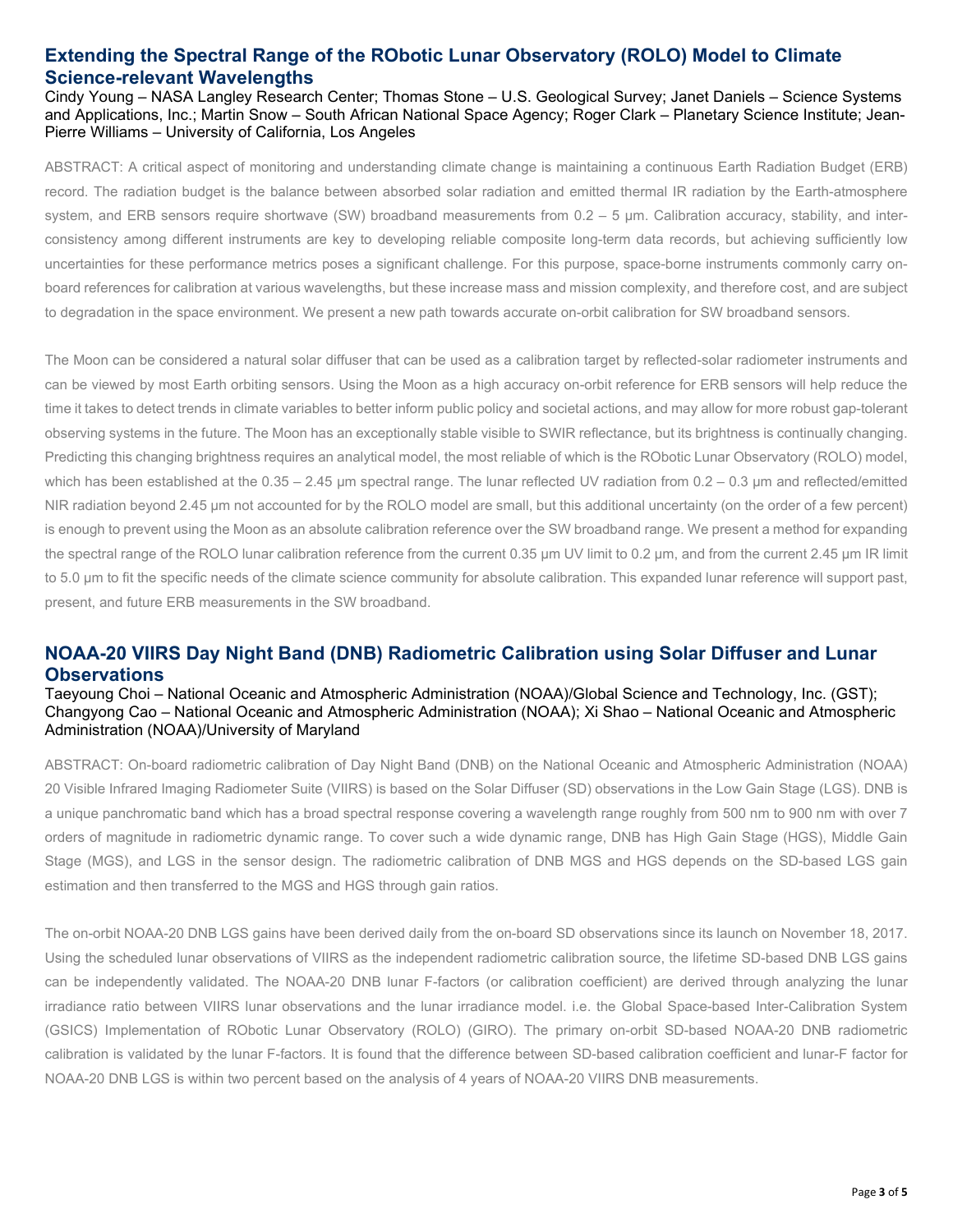## Extending the Spectral Range of the RObotic Lunar Observatory (ROLO) Model to Climate Science-relevant Wavelengths

Cindy Young – NASA Langley Research Center; Thomas Stone – U.S. Geological Survey; Janet Daniels – Science Systems and Applications, Inc.; Martin Snow – South African National Space Agency; Roger Clark – Planetary Science Institute; Jean-Pierre Williams – University of California, Los Angeles

ABSTRACT: A critical aspect of monitoring and understanding climate change is maintaining a continuous Earth Radiation Budget (ERB) record. The radiation budget is the balance between absorbed solar radiation and emitted thermal IR radiation by the Earth-atmosphere system, and ERB sensors require shortwave (SW) broadband measurements from 0.2 – 5 µm. Calibration accuracy, stability, and inter-consistency among different instruments are key to developing reliable composite long-term data records, but achieving sufficiently low uncertainties for these performance metrics poses a significant challenge. For this purpose, space-borne instruments commonly carry on-board references for calibration at various wavelengths, but these increase mass and mission complexity, and therefore cost, and are subject to degradation in the space environment. We present a new path towards accurate on-orbit calibration for SW broadband sensors.

The Moon can be considered a natural solar diffuser that can be used as a calibration target by reflected-solar radiometer instruments and can be viewed by most Earth orbiting sensors. Using the Moon as a high accuracy on-orbit reference for ERB sensors will help reduce the time it takes to detect trends in climate variables to better inform public policy and societal actions, and may allow for more robust gap-tolerant observing systems in the future. The Moon has an exceptionally stable visible to SWIR reflectance, but its brightness is continually changing. Predicting this changing brightness requires an analytical model, the most reliable of which is the RObotic Lunar Observatory (ROLO) model, which has been established at the 0.35 – 2.45 µm spectral range. The lunar reflected UV radiation from 0.2 – 0.3 µm and reflected/emitted NIR radiation beyond 2.45 µm not accounted for by the ROLO model are small, but this additional uncertainty (on the order of a few percent) is enough to prevent using the Moon as an absolute calibration reference over the SW broadband range. We present a method for expanding the spectral range of the ROLO lunar calibration reference from the current 0.35 µm UV limit to 0.2 µm, and from the current 2.45 µm IR limit to 5.0 µm to fit the specific needs of the climate science community for absolute calibration. This expanded lunar reference will support past, present, and future ERB measurements in the SW broadband.

## NOAA-20 VIIRS Day Night Band (DNB) Radiometric Calibration using Solar Diffuser and Lunar Observations

Taeyoung Choi – National Oceanic and Atmospheric Administration (NOAA)/Global Science and Technology, Inc. (GST); Changyong Cao – National Oceanic and Atmospheric Administration (NOAA); Xi Shao – National Oceanic and Atmospheric Administration (NOAA)/University of Maryland

ABSTRACT: On-board radiometric calibration of Day Night Band (DNB) on the National Oceanic and Atmospheric Administration (NOAA) 20 Visible Infrared Imaging Radiometer Suite (VIIRS) is based on the Solar Diffuser (SD) observations in the Low Gain Stage (LGS). DNB is a unique panchromatic band which has a broad spectral response covering a wavelength range roughly from 500 nm to 900 nm with over 7 orders of magnitude in radiometric dynamic range. To cover such a wide dynamic range, DNB has High Gain Stage (HGS), Middle Gain Stage (MGS), and LGS in the sensor design. The radiometric calibration of DNB MGS and HGS depends on the SD-based LGS gain estimation and then transferred to the MGS and HGS through gain ratios.

The on-orbit NOAA-20 DNB LGS gains have been derived daily from the on-board SD observations since its launch on November 18, 2017. Using the scheduled lunar observations of VIIRS as the independent radiometric calibration source, the lifetime SD-based DNB LGS gains can be independently validated. The NOAA-20 DNB lunar F-factors (or calibration coefficient) are derived through analyzing the lunar irradiance ratio between VIIRS lunar observations and the lunar irradiance model. i.e. the Global Space-based Inter-Calibration System (GSICS) Implementation of RObotic Lunar Observatory (ROLO) (GIRO). The primary on-orbit SD-based NOAA-20 DNB radiometric calibration is validated by the lunar F-factors. It is found that the difference between SD-based calibration coefficient and lunar-F factor for NOAA-20 DNB LGS is within two percent based on the analysis of 4 years of NOAA-20 VIIRS DNB measurements.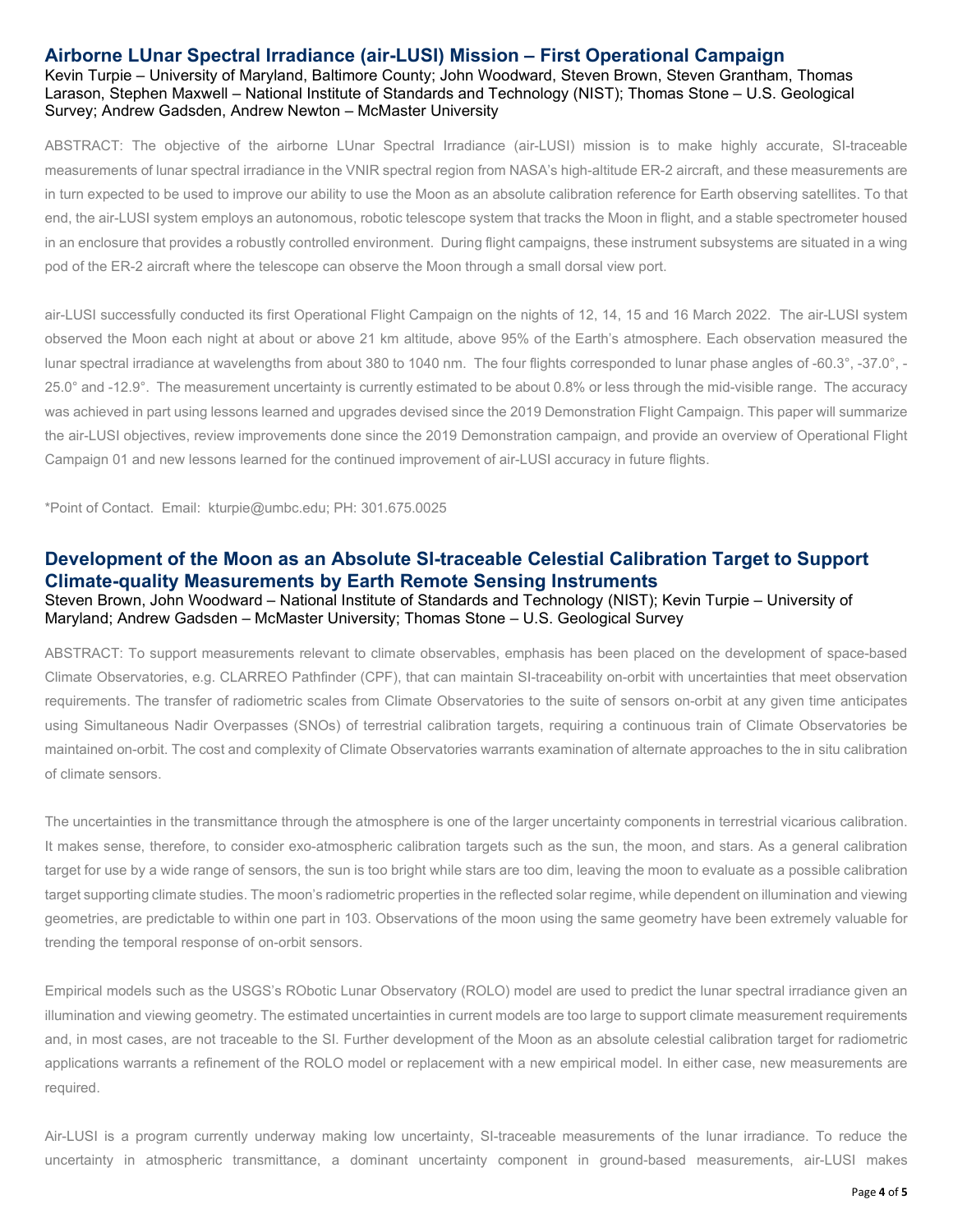## Airborne LUnar Spectral Irradiance (air-LUSI) Mission – First Operational Campaign

Kevin Turpie – University of Maryland, Baltimore County; John Woodward, Steven Brown, Steven Grantham, Thomas Larason, Stephen Maxwell – National Institute of Standards and Technology (NIST); Thomas Stone – U.S. Geological Survey; Andrew Gadsden, Andrew Newton – McMaster University

ABSTRACT: The objective of the airborne LUnar Spectral Irradiance (air-LUSI) mission is to make highly accurate, SI-traceable measurements of lunar spectral irradiance in the VNIR spectral region from NASA's high-altitude ER-2 aircraft, and these measurements are in turn expected to be used to improve our ability to use the Moon as an absolute calibration reference for Earth observing satellites. To that end, the air-LUSI system employs an autonomous, robotic telescope system that tracks the Moon in flight, and a stable spectrometer housed in an enclosure that provides a robustly controlled environment. During flight campaigns, these instrument subsystems are situated in a wing pod of the ER-2 aircraft where the telescope can observe the Moon through a small dorsal view port.

air-LUSI successfully conducted its first Operational Flight Campaign on the nights of 12, 14, 15 and 16 March 2022. The air-LUSI system observed the Moon each night at about or above 21 km altitude, above 95% of the Earth's atmosphere. Each observation measured the lunar spectral irradiance at wavelengths from about 380 to 1040 nm. The four flights corresponded to lunar phase angles of -60.3°, -37.0°, -25.0° and -12.9°. The measurement uncertainty is currently estimated to be about 0.8% or less through the mid-visible range. The accuracy was achieved in part using lessons learned and upgrades devised since the 2019 Demonstration Flight Campaign. This paper will summarize the air-LUSI objectives, review improvements done since the 2019 Demonstration campaign, and provide an overview of Operational Flight Campaign 01 and new lessons learned for the continued improvement of air-LUSI accuracy in future flights.

*Point of Contact. Email: kturpie@umbc.edu; PH: 301.675.0025

## Development of the Moon as an Absolute SI-traceable Celestial Calibration Target to Support Climate-quality Measurements by Earth Remote Sensing Instruments

Steven Brown, John Woodward – National Institute of Standards and Technology (NIST); Kevin Turpie – University of Maryland; Andrew Gadsden – McMaster University; Thomas Stone – U.S. Geological Survey

ABSTRACT: To support measurements relevant to climate observables, emphasis has been placed on the development of space-based Climate Observatories, e.g. CLARREO Pathfinder (CPF), that can maintain SI-traceability on-orbit with uncertainties that meet observation requirements. The transfer of radiometric scales from Climate Observatories to the suite of sensors on-orbit at any given time anticipates using Simultaneous Nadir Overpasses (SNOs) of terrestrial calibration targets, requiring a continuous train of Climate Observatories be maintained on-orbit. The cost and complexity of Climate Observatories warrants examination of alternate approaches to the in situ calibration of climate sensors.

The uncertainties in the transmittance through the atmosphere is one of the larger uncertainty components in terrestrial vicarious calibration. It makes sense, therefore, to consider exo-atmospheric calibration targets such as the sun, the moon, and stars. As a general calibration target for use by a wide range of sensors, the sun is too bright while stars are too dim, leaving the moon to evaluate as a possible calibration target supporting climate studies. The moon's radiometric properties in the reflected solar regime, while dependent on illumination and viewing geometries, are predictable to within one part in 103. Observations of the moon using the same geometry have been extremely valuable for trending the temporal response of on-orbit sensors.

Empirical models such as the USGS's RObotic Lunar Observatory (ROLO) model are used to predict the lunar spectral irradiance given an illumination and viewing geometry. The estimated uncertainties in current models are too large to support climate measurement requirements and, in most cases, are not traceable to the SI. Further development of the Moon as an absolute celestial calibration target for radiometric applications warrants a refinement of the ROLO model or replacement with a new empirical model. In either case, new measurements are required.

Air-LUSI is a program currently underway making low uncertainty, SI-traceable measurements of the lunar irradiance. To reduce the uncertainty in atmospheric transmittance, a dominant uncertainty component in ground-based measurements, air-LUSI makes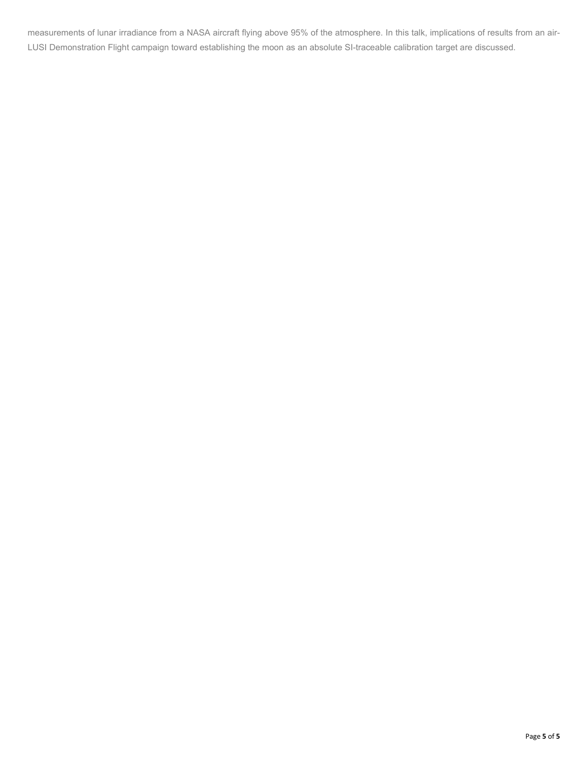measurements of lunar irradiance from a NASA aircraft flying above 95% of the atmosphere. In this talk, implications of results from an air-LUSI Demonstration Flight campaign toward establishing the moon as an absolute SI-traceable calibration target are discussed.